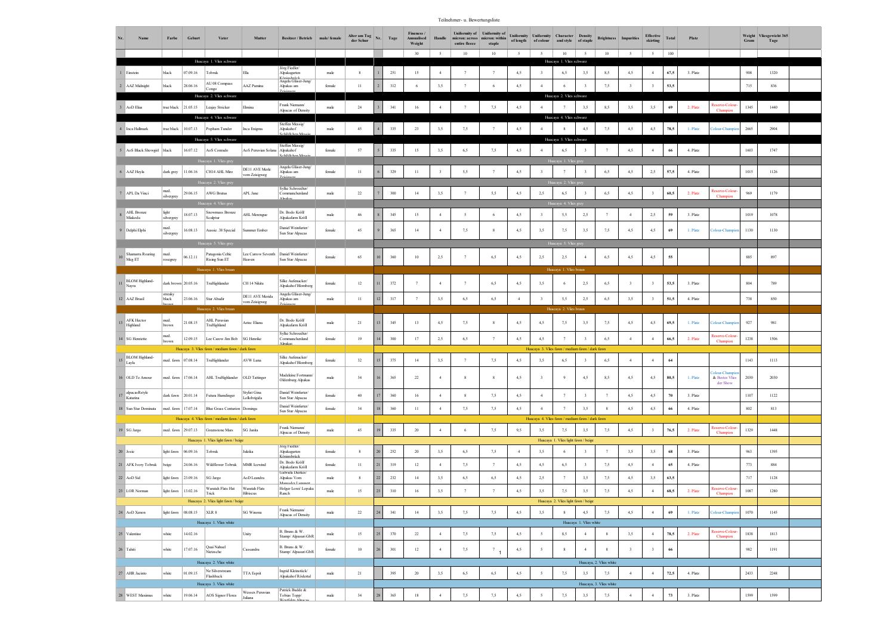# Teilnehmer- u. Bewertungsliste

| Nr. | Name | Farbe | Geburt | Vater | Mutter | Besitzer / Betrieb | male/ female | Alter am Tag der Schur | Nr. | Tage | Fineness / Annualised Weight | Handle | Uniformity of micron: across entire fleece | Uniformity of micron: within staple | Uniformity of length | Uniformity of colour | Character and style | Density of staple | Brightness | Impurities | Effective skirting | Total | Platz | | Weight Gram | Vliesgewicht 365 Tage |
|---|---|---|---|---|---|---|---|---|---|---|---|---|---|---|---|---|---|---|---|---|---|---|---|---|---|---|
| | | | | | | | | | | | 30 | 5 | 10 | 10 | 5 | 5 | 10 | 5 | 10 | 5 | 5 | 100 | | | | |
| | | | | Huacaya 1. Vlies schwarz | | | | | | | | | | | | | Huacaya 1. Vlies schwarz | | | | | | | | | |
| 1 | Einstein | black | 07.09.16 | Tobruk | Ella | Jörg Fiedler/ Alpakagarten Königsbrück | male | 8 | 1 | 251 | 15 | 4 | 7 | 7 | 4,5 | 3 | 6,5 | 3,5 | 8,5 | 4,5 | 4 | 67,5 | 3. Platz | | 908 | 1320 |
| 2 | AAZ Midnight | black | 28.06.16 | AU 08 Compass Congo | AAZ Pamina | Angela Gläser-Jung/ Alpakas am Zeisigweg | female | 11 | 2 | 312 | 6 | 3,5 | 7 | 6 | 4,5 | 4 | 6 | 3 | 7,5 | 3 | 3 | 53,5 | | | 715 | 836 |
| | | | | Huacaya 2. Vlies schwarz | | | | | | | | | | | | | Huacaya 2. Vlies schwarz | | | | | | | | | |
| 3 | AoD Elias | true black | 21.05.15 | Legjoy Stricker | Elmina | Frank Niemann/ Alpacas of Density | male | 24 | 3 | 341 | 16 | 4 | 7 | 7,5 | 4,5 | 4 | 7 | 3,5 | 8,5 | 3,5 | 3,5 | 69 | 2. Platz | Reserve-Colour-Champion | 1345 | 1440 |
| | | | | Huacaya 4. Vlies schwarz | | | | | | | | | | | | | Huacaya 4. Vlies schwarz | | | | | | | | | |
| 4 | Inca Hallmark | true black | 10.07.13 | Popham Tunder | Inca Enigma | Steffen Messig/ Alpakahof Schlößchen Messig | male | 45 | 4 | 335 | 23 | 3,5 | 7,5 | 7 | 4,5 | 4 | 8 | 4,5 | 7,5 | 4,5 | 4,5 | 78,5 | 1. Platz | Colour-Champion | 2665 | 2904 |
| | | | | Huacaya 5. Vlies schwarz | | | | | | | | | | | | | Huacaya 5. Vlies schwarz | | | | | | | | | |
| 5 | AoS Black Showgirl | black | 16.07.12 | AoS Conrado | AoS Peruvian Solana | Steffen Messig/ Alpakahof Schlößchen Messig | female | 57 | 5 | 335 | 15 | 3,5 | 6,5 | 7,5 | 4,5 | 4 | 6,5 | 3 | 7 | 4,5 | 4 | 66 | 4. Platz | | 1603 | 1747 |
| | | | | Huacaya 1. Vlies grey | | | | | | | | | | | | | Huacaya 1. Vlies grey | | | | | | | | | |
| 6 | AAZ Heyla | dark grey | 11.06.16 | CH14 AHL Miro | DE11 AVE Merle vom Zeisigweg | Angela Gläser-Jung/ Alpakas am Zeisigweg | female | 11 | 6 | 329 | 11 | 3 | 5,5 | 7 | 4,5 | 3 | 7 | 3 | 6,5 | 4,5 | 2,5 | 57,5 | 4. Platz | | 1015 | 1126 |
| | | | | Huacaya 2. Vlies grey | | | | | | | | | | | | | Huacaya 2. Vlies grey | | | | | | | | | |
| 7 | APL Da Vinci | med. silvergrey | 29.06.15 | AWG Brutus | APL Jane | Sylke Schroedter/ Communcheniland Alpakas | male | 22 | 7 | 300 | 14 | 3,5 | 7 | 5,5 | 4,5 | 2,5 | 6,5 | 3 | 6,5 | 4,5 | 3 | 60,5 | 2. Platz | Reserve-Colour-Champion | 969 | 1179 |
| | | | | Huacaya 4. Vlies grey | | | | | | | | | | | | | Huacaya 4. Vlies grey | | | | | | | | | |
| 8 | AHL Bronze Miakoda | light silvergrey | 18.07.13 | Snowmass Bronze Sculptur | AHL Merengue | Dr. Bodo Kröll/ Alpakafarm Kröll | male | 46 | 8 | 345 | 15 | 4 | 5 | 6 | 4,5 | 3 | 5,5 | 2,5 | 7 | 4 | 2,5 | 59 | 3. Platz | | 1019 | 1078 |
| 9 | Delphi Elphi | med. silvergrey | 16.08.13 | Aussie .38 Special | Summer Ember | Daniel Weinfurter/ Sun Star Alpacas | female | 45 | 9 | 365 | 14 | 4 | 7,5 | 8 | 4,5 | 3,5 | 7,5 | 3,5 | 7,5 | 4,5 | 4,5 | 69 | 1. Platz | Colour-Champion | 1130 | 1130 |
| | | | | Huacaya 5. Vlies grey | | | | | | | | | | | | | Huacaya 5. Vlies grey | | | | | | | | | |
| 10 | Shamarra Roaring Meg ET | med. rosegrey | 06.12.11 | Patagonia Celtic Rising Sun ET | Lee Carrow Seventh Heaven | Daniel Weinfurter/ Sun Star Alpacas | female | 65 | 10 | 360 | 10 | 2,5 | 7 | 6,5 | 4,5 | 2,5 | 2,5 | 4 | 6,5 | 4,5 | 4,5 | 55 | | | 885 | 897 |
| | | | | Huacaya 1. Vlies braun | | | | | | | | | | | | | Huacaya 1. Vlies braun | | | | | | | | | |
| 11 | BLOM Highland-Nayra | dark brown | 20.05.16 | Truffighlander | CH 14 Nikita | Silke Aufenacker/ Alpakahof Blomberg | female | 12 | 11 | 372 | 7 | 4 | 7 | 6,5 | 4,5 | 3,5 | 6 | 2,5 | 6,5 | 3 | 3 | 53,5 | 3. Platz | | 804 | 789 |
| 12 | AAZ Brasil | streaky black brown | 23.06.16 | Star Abadir | DE11 AVE Merida vom Zeisigweg | Angela Gläser-Jung/ Alpakas am Zeisigweg | male | 11 | 12 | 317 | 7 | 3,5 | 6,5 | 6,5 | 4 | 3 | 5,5 | 2,5 | 6,5 | 3,5 | 3 | 51,5 | 4. Platz | | 738 | 850 |
| | | | | Huacaya 2. Vlies braun | | | | | | | | | | | | | Huacaya 2. Vlies braun | | | | | | | | | |
| 13 | AFK Hector Highland | med. brown | 21.08.15 | AHL Peruvian Truffighland | Aztec Eliana | Dr. Bodo Kröll/ Alpakafarm Kröll | male | 21 | 13 | 345 | 13 | 4,5 | 7,5 | 8 | 4,5 | 4,5 | 7,5 | 3,5 | 7,5 | 4,5 | 4,5 | 69,5 | 1. Platz | Colour-Champion | 927 | 981 |
| 14 | SG Henriette | med. brown | 12.09.15 | Lee Carow Jim Bob | SG Henrike | Sylke Schroedter/ Communcheniland Alpakas | female | 19 | 14 | 300 | 17 | 2,5 | 6,5 | 7 | 4,5 | 4,5 | 7 | 3 | 6,5 | 4 | 4 | 66,5 | 2. Platz | Reserve-Colour-Champion | 1238 | 1506 |
| | | | | Huacaya 3. Vlies fawn / medium fawn / dark fawn | | | | | | | | | | | | | Huacaya 3. Vlies fawn / medium fawn / dark fawn | | | | | | | | | |
| 15 | BLOM Highland-Layla | med. fawn | 07.08.14 | Truffighlander | AVW Luna | Silke Aufenacker/ Alpakahof Blomberg | female | 32 | 15 | 375 | 14 | 3,5 | 7 | 7,5 | 4,5 | 3,5 | 6,5 | 3 | 6,5 | 4 | 4 | 64 | | | 1143 | 1113 |
| 16 | OLD Te Amour | med. fawn | 17.06.14 | AHL Truffighlander | OLD Tattinger | Madeleine Fortmann/ Oldenburg Alpakas | male | 34 | 16 | 365 | 22 | 4 | 8 | 8 | 4,5 | 3 | 9 | 4,5 | 8,5 | 4,5 | 4,5 | 80,5 | 1. Platz | Colour-Champion & Bestes Vlies der Show | 2030 | 2030 |
| 17 | alpacasRstyle Katarina | dark fawn | 20.01.14 | Futura Humdinger | Stylist Gina Lollobrigida | Daniel Weinfurter/ Sun Star Alpacas | female | 40 | 17 | 360 | 16 | 4 | 8 | 7,5 | 4,5 | 4 | 7 | 3 | 7 | 4,5 | 4,5 | 70 | 3. Platz | | 1107 | 1122 |
| 18 | Sun Star Dominata | med. fawn | 17.07.14 | Blue Grass Centurion | Dominga | Daniel Weinfurter/ Sun Star Alpacas | female | 34 | 18 | 360 | 11 | 4 | 7,5 | 7,5 | 4,5 | 4 | 7 | 3,5 | 8 | 4,5 | 4,5 | 66 | 4. Platz | | 802 | 813 |
| | | | | Huacaya 4. Vlies fawn / medium fawn / dark fawn | | | | | | | | | | | | | Huacaya 4. Vlies fawn / medium fawn / dark fawn | | | | | | | | | |
| 19 | SG Jargo | med. fawn | 29.07.13 | Greenstone Mars | SG Junita | Frank Niemann/ Alpacas of Density | male | 45 | 19 | 335 | 20 | 4 | 6 | 7,5 | 9,5 | 3,5 | 7,5 | 3,5 | 7,5 | 4,5 | 3 | 76,5 | 2. Platz | Reserve-Colour-Champion | 1329 | 1448 |
| | | | | Huacaya 1. Vlies light fawn / beige | | | | | | | | | | | | | Huacaya 1. Vlies light fawn / beige | | | | | | | | | |
| 20 | Josie | light fawn | 06.09.16 | Tobruk | Jukika | Jörg Fiedler/ Alpakagarten Königsbrück | female | 8 | 20 | 252 | 20 | 3,5 | 6,5 | 7,5 | 4 | 3,5 | 6 | 3 | 7 | 3,5 | 3,5 | 68 | 3. Platz | | 963 | 1395 |
| 21 | AFK Ivory Tobruk | beige | 24.06.16 | Wildflower Tobruk | MMR Icewind | Dr. Bodo Kröll/ Alpakafarm Kröll | female | 11 | 21 | 319 | 12 | 4 | 7,5 | 7 | 4,5 | 4,5 | 6,5 | 3 | 7,5 | 4,5 | 4 | 65 | 4. Platz | | 773 | 884 |
| 22 | AoD Sid | light fawn | 23.09.16 | SG Jargo | AoD Leandra | Gabriela Dierkes/ Alpakas Vom Mamoder Lammert | male | 8 | 22 | 232 | 14 | 3,5 | 6,5 | 6,5 | 4,5 | 2,5 | 7 | 3,5 | 7,5 | 4,5 | 3,5 | 63,5 | | | 717 | 1128 |
| 23 | LOR Norman | light fawn | 13.02.16 | Waratah Flats Hat Trick | Waratah Flats Hibiscus | Holger Lorei/ Lopaka Ranch | male | 15 | 23 | 310 | 16 | 3,5 | 7 | 7 | 4,5 | 3,5 | 7,5 | 3,5 | 7,5 | 4,5 | 4 | 68,5 | 2. Platz | Reserve-Colour-Champion | 1087 | 1280 |
| | | | | Huacaya 2. Vlies light fawn / beige | | | | | | | | | | | | | Huacaya 2. Vlies light fawn / beige | | | | | | | | | |
| 24 | AoD Xenon | light fawn | 08.08.15 | XLR 8 | SG Winona | Frank Niemann/ Alpacas of Density | male | 22 | 24 | 341 | 14 | 3,5 | 7,5 | 7,5 | 4,5 | 3,5 | 8 | 4,5 | 7,5 | 4,5 | 4 | 69 | 1. Platz | Colour-Champion | 1070 | 1145 |
| | | | | Huacaya 1. Vlies white | | | | | | | | | | | | | Huacaya 1. Vlies white | | | | | | | | | |
| 25 | Valentino | white | 14.02.16 | | Unity | B. Bruns & W. Stamp/ Alpasuri GbR | male | 15 | 25 | 370 | 22 | 4 | 7,5 | 7,5 | 4,5 | 5 | 8,5 | 4 | 8 | 3,5 | 4 | 78,5 | 2. Platz | Reserve-Colour-Champion | 1838 | 1813 |
| 26 | Tahiti | white | 17.07.16 | Quai Nahuel Nietzsche | Cassandra | B. Bruns & W. Stamp/ Alpasuri GbR | female | 10 | 26 | 301 | 12 | 4 | 7,5 | 7 | 4,5 | 5 | 8 | 4 | 8 | 3 | 3 | 66 | | | 982 | 1191 |
| | | | | Huacaya 2. Vlies white | | | | | | | | | | | | | Huacaya 2. Vlies white | | | | | | | | | |
| 27 | AHR Jacinto | white | 01.09.15 | Nz Silverstream Flashback | TTA Esprit | Ingrid Kleinstück/ Alpakahof Rödental | male | 21 | | 395 | 20 | 3,5 | 6,5 | 6,5 | 4,5 | 5 | 7,5 | 3,5 | 7,5 | 4 | 4 | 72,5 | 4. Platz | | 2433 | 2248 |
| | | | | Huacaya 3. Vlies white | | | | | | | | | | | | | Huacaya 3. Vlies white | | | | | | | | | |
| 28 | WEST Maximus | white | 19.06.14 | AOS Signor Flores | Wessex Peruvian Juliana | Patrick Budde & Tobias Topp/ Westfalen Alpacas | male | 34 | 28 | 365 | 18 | 4 | 7,5 | 7,5 | 4,5 | 5 | 7,5 | 3,5 | 7,5 | 4 | 4 | 73 | 3. Platz | | 1599 | 1599 |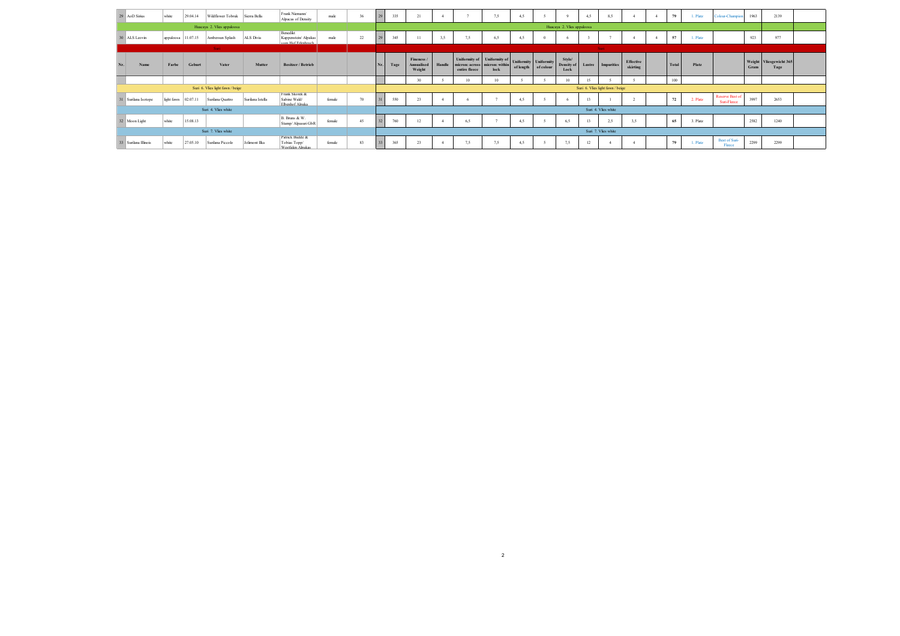| Nr. | Name | Farbe | Geburt | Vater | Mutter | Besitzer / Betrieb | | | Nr. | Tage | Fineness / Annualised Weight | Handle | Uniformity of micron: across entire fleece | Uniformity of micron: within lock | Uniformity of length | Uniformity of colour | Style/ Density of Lock | Lustre | Impurities | Effective skirting | | Total | Platz | | Weight Gram | Vliesgewicht 365 Tage | |
|---|---|---|---|---|---|---|---|---|---|---|---|---|---|---|---|---|---|---|---|---|---|---|---|---|---|---|---|
| 29 | AoD Sirius | white | 29.04.14 | Wildflower Tobruk | Sierra Bella | Frank Niemann/ Alpacas of Density | male | 36 | 29 | 335 | 21 | 4 | 7 | 7,5 | 4,5 | 5 | 9 | 4,5 | 8,5 | 4 | 4 | 79 | 1. Platz | Colour-Champion | 1963 | 2139 | |
| | | | | Huacaya 2. Vlies appaloosa | | | | | | | | | | | | | Huacaya 2. Vlies appaloosa | | | | | | | | | | |
| 30 | ALS Leovin | appaloosa | 11.07.15 | Ambersun Splash | ALS Divia | Benedikt Kappenstein/ Alpakas vom Hof Erlenbruch | male | 22 | 29 | 345 | 11 | 3,5 | 7,5 | 6,5 | 4,5 | 0 | 6 | 3 | 7 | 4 | 4 | 57 | 1. Platz | | 923 | 977 | |
| | | | | Suri | | | | | | | | | | | | | Suri | | | | | | | | | | |
| | | | | | | | | | | | 30 | 5 | 10 | 10 | 5 | 5 | 10 | 15 | 5 | 5 | | 100 | | | | | |
| | | | | Suri 6. Vlies light fawn / beige | | | | | | | | | | | | | Suri 6. Vlies light fawn / beige | | | | | | | | | | |
| 31 | Surilana Isotope | light fawn | 02.07.11 | Surilana Quattro | Surilana Istella | Frank Skorek & Sabine Wald/ Elbenhof Alpaka | female | 70 | 31 | 550 | 23 | 4 | 6 | 7 | 4,5 | 5 | 6 | 13 | 1 | 2 | | 72 | 2. Platz | Reserve Best of Suri-Fleece | 3997 | 2653 | |
| | | | | Suri 4. Vlies white | | | | | | | | | | | | | Suri 4. Vlies white | | | | | | | | | | |
| 32 | Moon Light | white | 15.08.13 | | | B. Bruns & W. Stamp/ Alpasuri GbR | female | 45 | 32 | 760 | 12 | 4 | 6,5 | 7 | 4,5 | 5 | 6,5 | 13 | 2,5 | 3,5 | | 65 | 3. Platz | | 2582 | 1240 | |
| | | | | Suri 7. Vlies white | | | | | | | | | | | | | Suri 7. Vlies white | | | | | | | | | | |
| 33 | Surilana Illinois | white | 27.05.10 | Surilana Piccolo | Jolimont Ilka | Patrick Budde & Tobias Topp/ Westfalen Alpakas | female | 83 | 33 | 365 | 23 | 4 | 7,5 | 7,5 | 4,5 | 5 | 7,5 | 12 | 4 | 4 | | 79 | 1. Platz | Best of Suri-Fleece | 2299 | 2299 | |